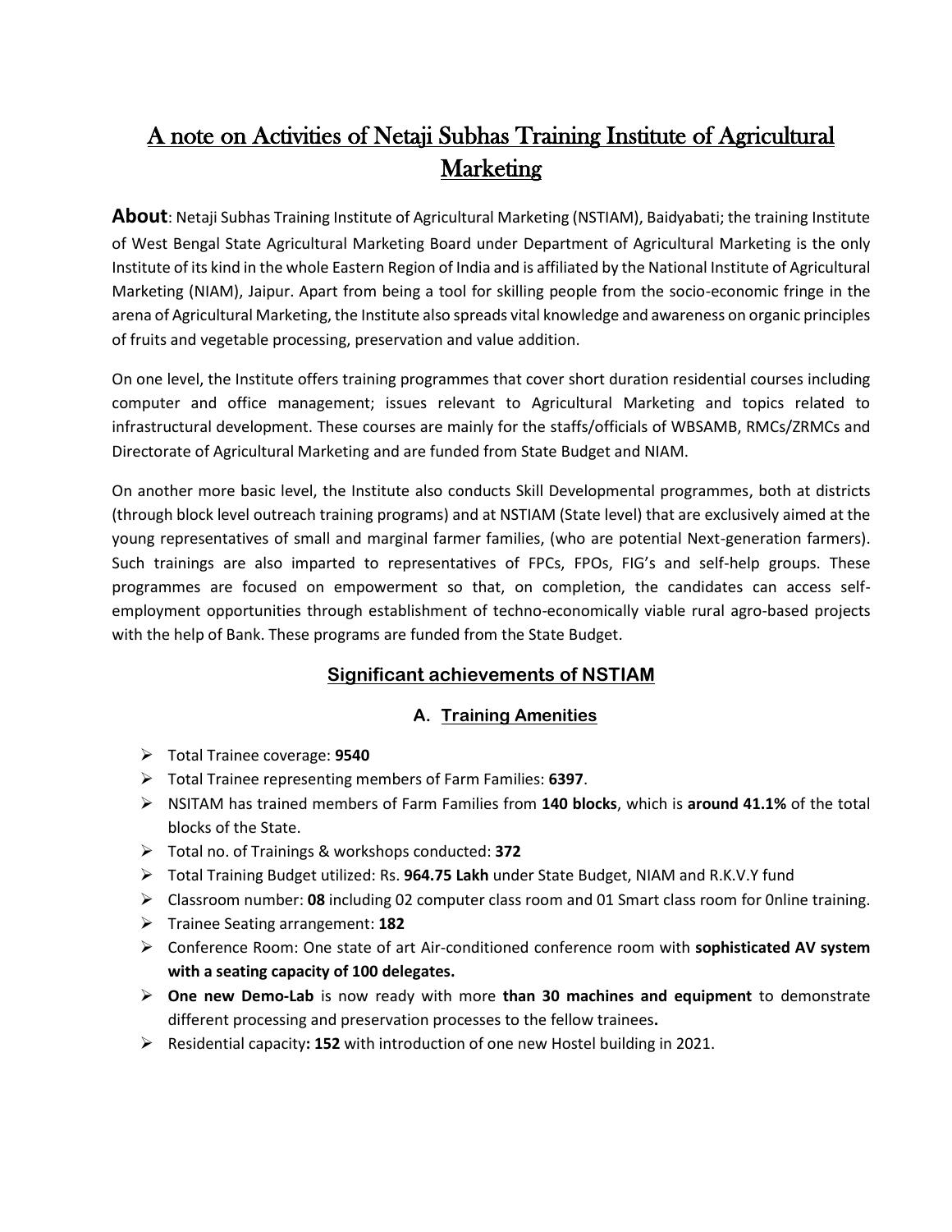# A note on Activities of Netaji Subhas Training Institute of Agricultural Marketing

**About**: Netaji Subhas Training Institute of Agricultural Marketing (NSTIAM), Baidyabati; the training Institute of West Bengal State Agricultural Marketing Board under Department of Agricultural Marketing is the only Institute of its kind in the whole Eastern Region of India and is affiliated by the National Institute of Agricultural Marketing (NIAM), Jaipur. Apart from being a tool for skilling people from the socio-economic fringe in the arena of Agricultural Marketing, the Institute also spreads vital knowledge and awareness on organic principles of fruits and vegetable processing, preservation and value addition.

On one level, the Institute offers training programmes that cover short duration residential courses including computer and office management; issues relevant to Agricultural Marketing and topics related to infrastructural development. These courses are mainly for the staffs/officials of WBSAMB, RMCs/ZRMCs and Directorate of Agricultural Marketing and are funded from State Budget and NIAM.

On another more basic level, the Institute also conducts Skill Developmental programmes, both at districts (through block level outreach training programs) and at NSTIAM (State level) that are exclusively aimed at the young representatives of small and marginal farmer families, (who are potential Next-generation farmers). Such trainings are also imparted to representatives of FPCs, FPOs, FIG's and self-help groups. These programmes are focused on empowerment so that, on completion, the candidates can access self-employment opportunities through establishment of techno-economically viable rural agro-based projects with the help of Bank. These programs are funded from the State Budget.

## Significant achievements of NSTIAM

### A. Training Amenities

- Total Trainee coverage: **9540**
- Total Trainee representing members of Farm Families: **6397**.
- NSITAM has trained members of Farm Families from **140 blocks**, which is **around 41.1%** of the total blocks of the State.
- Total no. of Trainings & workshops conducted: **372**
- Total Training Budget utilized: Rs. **964.75 Lakh** under State Budget, NIAM and R.K.V.Y fund
- Classroom number: **08** including 02 computer class room and 01 Smart class room for 0nline training.
- Trainee Seating arrangement: **182**
- Conference Room: One state of art Air-conditioned conference room with **sophisticated AV system with a seating capacity of 100 delegates.**
- **One new Demo-Lab** is now ready with more **than 30 machines and equipment** to demonstrate different processing and preservation processes to the fellow trainees**.**
- Residential capacity**: 152** with introduction of one new Hostel building in 2021.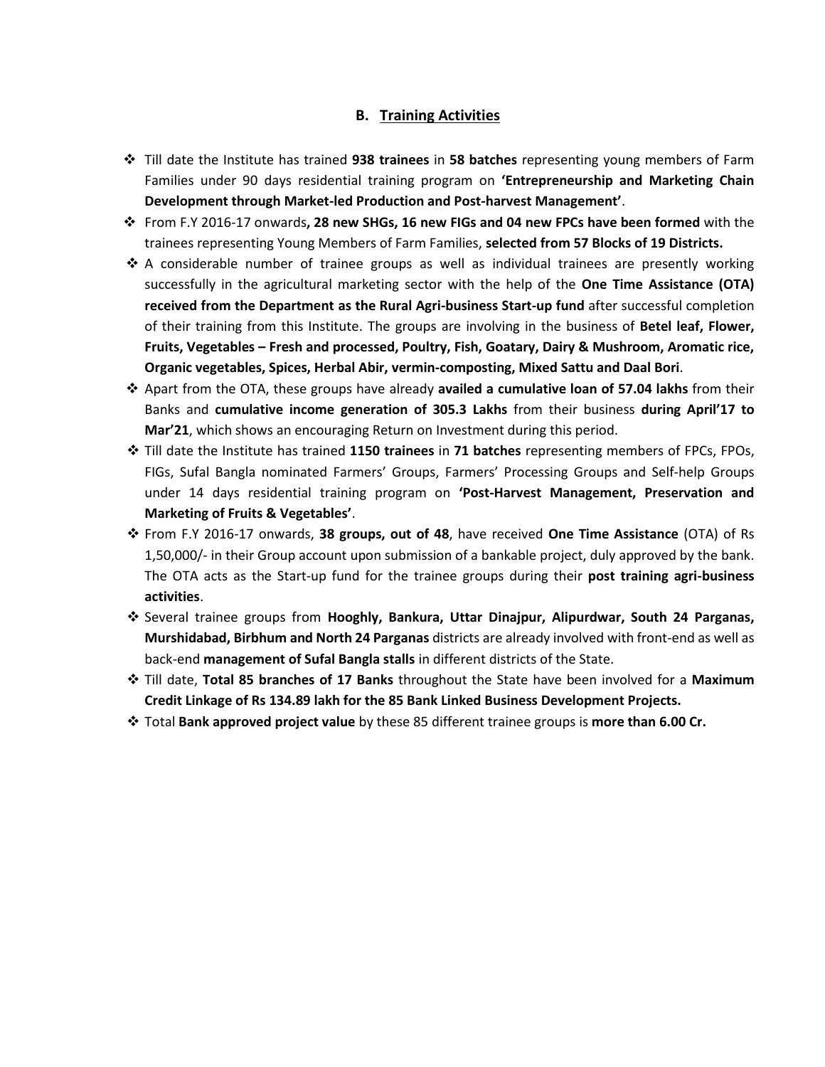## B. Training Activities

- Till date the Institute has trained **938 trainees** in **58 batches** representing young members of Farm Families under 90 days residential training program on **'Entrepreneurship and Marketing Chain Development through Market-led Production and Post-harvest Management'**.
- From F.Y 2016-17 onwards**, 28 new SHGs, 16 new FIGs and 04 new FPCs have been formed** with the trainees representing Young Members of Farm Families, **selected from 57 Blocks of 19 Districts.**
- A considerable number of trainee groups as well as individual trainees are presently working successfully in the agricultural marketing sector with the help of the **One Time Assistance (OTA) received from the Department as the Rural Agri-business Start-up fund** after successful completion of their training from this Institute. The groups are involving in the business of **Betel leaf, Flower, Fruits, Vegetables – Fresh and processed, Poultry, Fish, Goatary, Dairy & Mushroom, Aromatic rice, Organic vegetables, Spices, Herbal Abir, vermin-composting, Mixed Sattu and Daal Bori**.
- Apart from the OTA, these groups have already **availed a cumulative loan of 57.04 lakhs** from their Banks and **cumulative income generation of 305.3 Lakhs** from their business **during April'17 to Mar'21**, which shows an encouraging Return on Investment during this period.
- Till date the Institute has trained **1150 trainees** in **71 batches** representing members of FPCs, FPOs, FIGs, Sufal Bangla nominated Farmers' Groups, Farmers' Processing Groups and Self-help Groups under 14 days residential training program on **'Post-Harvest Management, Preservation and Marketing of Fruits & Vegetables'**.
- From F.Y 2016-17 onwards, **38 groups, out of 48**, have received **One Time Assistance** (OTA) of Rs 1,50,000/- in their Group account upon submission of a bankable project, duly approved by the bank. The OTA acts as the Start-up fund for the trainee groups during their **post training agri-business activities**.
- Several trainee groups from **Hooghly, Bankura, Uttar Dinajpur, Alipurdwar, South 24 Parganas, Murshidabad, Birbhum and North 24 Parganas** districts are already involved with front-end as well as back-end **management of Sufal Bangla stalls** in different districts of the State.
- Till date, **Total 85 branches of 17 Banks** throughout the State have been involved for a **Maximum Credit Linkage of Rs 134.89 lakh for the 85 Bank Linked Business Development Projects.**
- Total **Bank approved project value** by these 85 different trainee groups is **more than 6.00 Cr.**